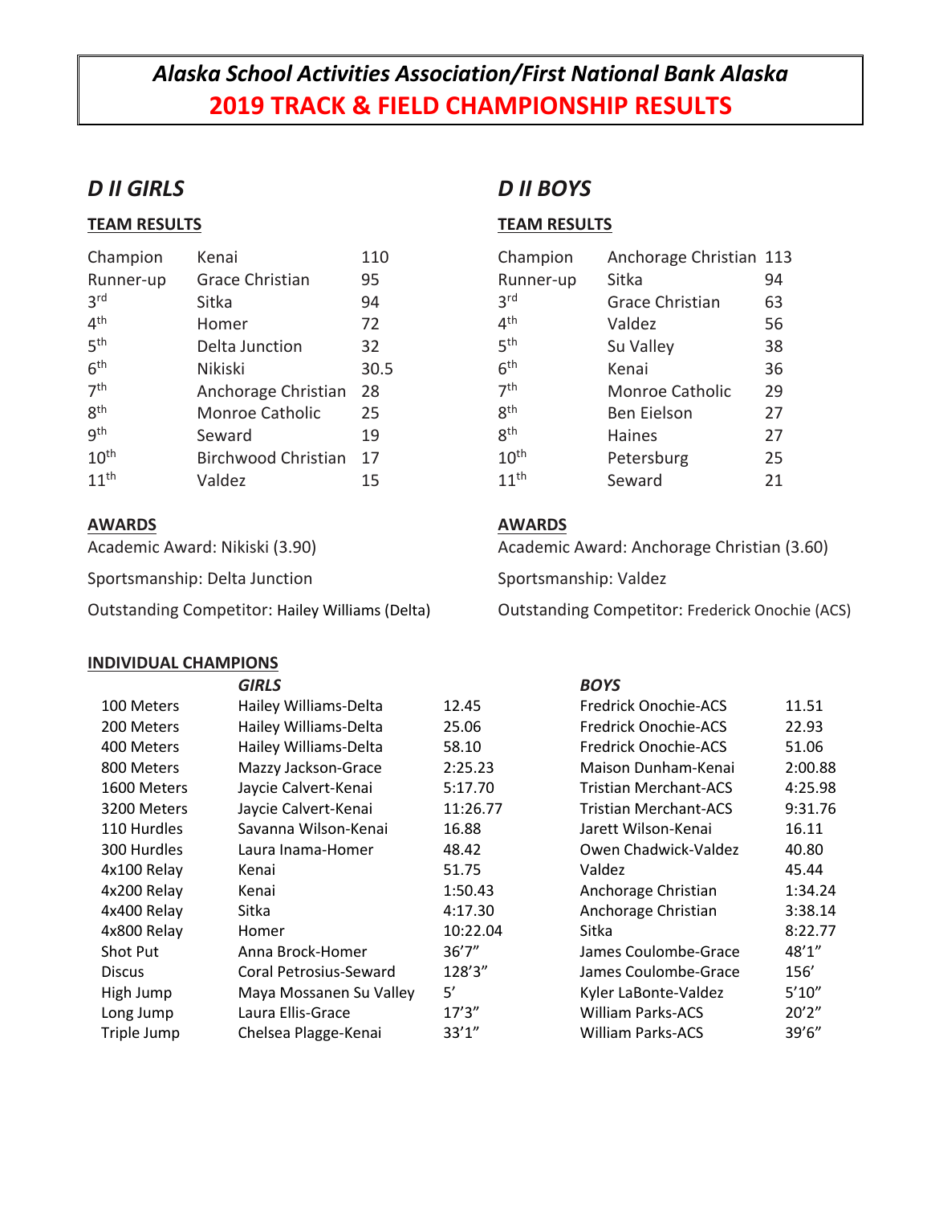# *Alaska School Activities Association/First National Bank Alaska*

# 2019 TRACK & FIELD CHAMPIONSHIP RESULTS

## *D II GIRLS*

### TEAM RESULTS

| | | |
|---|---|---|
| Champion | Kenai | 110 |
| Runner-up | Grace Christian | 95 |
| 3rd | Sitka | 94 |
| 4th | Homer | 72 |
| 5th | Delta Junction | 32 |
| 6th | Nikiski | 30.5 |
| 7th | Anchorage Christian | 28 |
| 8th | Monroe Catholic | 25 |
| 9th | Seward | 19 |
| 10th | Birchwood Christian | 17 |
| 11th | Valdez | 15 |

### AWARDS

Academic Award: Nikiski (3.90)

Sportsmanship: Delta Junction

Outstanding Competitor: Hailey Williams (Delta)

## *D II BOYS*

### TEAM RESULTS

| | | |
|---|---|---|
| Champion | Anchorage Christian | 113 |
| Runner-up | Sitka | 94 |
| 3rd | Grace Christian | 63 |
| 4th | Valdez | 56 |
| 5th | Su Valley | 38 |
| 6th | Kenai | 36 |
| 7th | Monroe Catholic | 29 |
| 8th | Ben Eielson | 27 |
| 8th | Haines | 27 |
| 10th | Petersburg | 25 |
| 11th | Seward | 21 |

### AWARDS

Academic Award: Anchorage Christian (3.60)

Sportsmanship: Valdez

Outstanding Competitor: Frederick Onochie (ACS)

### INDIVIDUAL CHAMPIONS

| | *GIRLS* | | *BOYS* | |
|---|---|---|---|---|
| 100 Meters | Hailey Williams-Delta | 12.45 | Fredrick Onochie-ACS | 11.51 |
| 200 Meters | Hailey Williams-Delta | 25.06 | Fredrick Onochie-ACS | 22.93 |
| 400 Meters | Hailey Williams-Delta | 58.10 | Fredrick Onochie-ACS | 51.06 |
| 800 Meters | Mazzy Jackson-Grace | 2:25.23 | Maison Dunham-Kenai | 2:00.88 |
| 1600 Meters | Jaycie Calvert-Kenai | 5:17.70 | Tristian Merchant-ACS | 4:25.98 |
| 3200 Meters | Jaycie Calvert-Kenai | 11:26.77 | Tristian Merchant-ACS | 9:31.76 |
| 110 Hurdles | Savanna Wilson-Kenai | 16.88 | Jarett Wilson-Kenai | 16.11 |
| 300 Hurdles | Laura Inama-Homer | 48.42 | Owen Chadwick-Valdez | 40.80 |
| 4x100 Relay | Kenai | 51.75 | Valdez | 45.44 |
| 4x200 Relay | Kenai | 1:50.43 | Anchorage Christian | 1:34.24 |
| 4x400 Relay | Sitka | 4:17.30 | Anchorage Christian | 3:38.14 |
| 4x800 Relay | Homer | 10:22.04 | Sitka | 8:22.77 |
| Shot Put | Anna Brock-Homer | 36'7" | James Coulombe-Grace | 48'1" |
| Discus | Coral Petrosius-Seward | 128'3" | James Coulombe-Grace | 156' |
| High Jump | Maya Mossanen Su Valley | 5' | Kyler LaBonte-Valdez | 5'10" |
| Long Jump | Laura Ellis-Grace | 17'3" | William Parks-ACS | 20'2" |
| Triple Jump | Chelsea Plagge-Kenai | 33'1" | William Parks-ACS | 39'6" |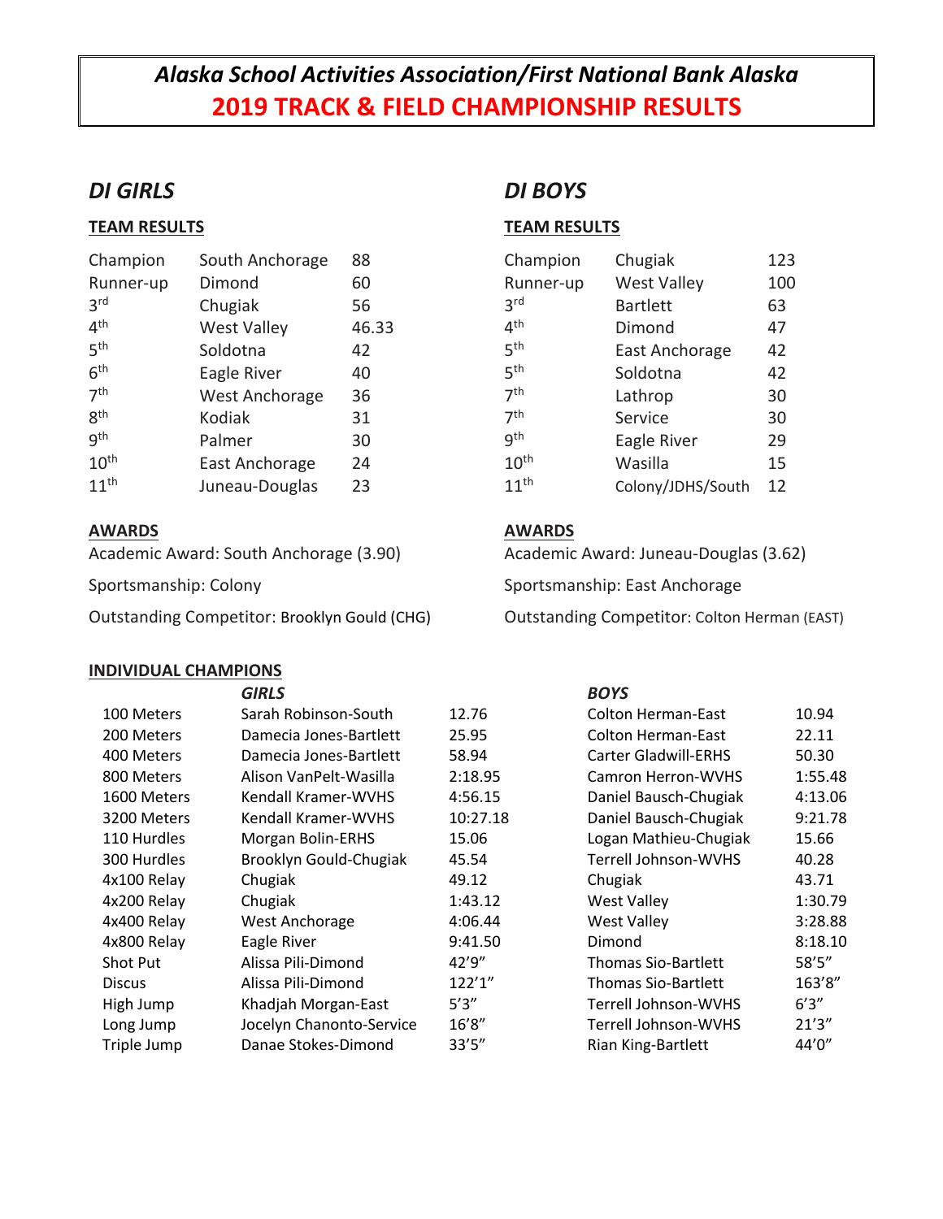# *Alaska School Activities Association/First National Bank Alaska*
# 2019 TRACK & FIELD CHAMPIONSHIP RESULTS

## *DI GIRLS*

### TEAM RESULTS

| | | |
|---|---|---|
| Champion | South Anchorage | 88 |
| Runner-up | Dimond | 60 |
| 3rd | Chugiak | 56 |
| 4th | West Valley | 46.33 |
| 5th | Soldotna | 42 |
| 6th | Eagle River | 40 |
| 7th | West Anchorage | 36 |
| 8th | Kodiak | 31 |
| 9th | Palmer | 30 |
| 10th | East Anchorage | 24 |
| 11th | Juneau-Douglas | 23 |

### AWARDS

Academic Award: South Anchorage (3.90)

Sportsmanship: Colony

Outstanding Competitor: Brooklyn Gould (CHG)

## *DI BOYS*

### TEAM RESULTS

| | | |
|---|---|---|
| Champion | Chugiak | 123 |
| Runner-up | West Valley | 100 |
| 3rd | Bartlett | 63 |
| 4th | Dimond | 47 |
| 5th | East Anchorage | 42 |
| 5th | Soldotna | 42 |
| 7th | Lathrop | 30 |
| 7th | Service | 30 |
| 9th | Eagle River | 29 |
| 10th | Wasilla | 15 |
| 11th | Colony/JDHS/South | 12 |

### AWARDS

Academic Award: Juneau-Douglas (3.62)

Sportsmanship: East Anchorage

Outstanding Competitor: Colton Herman (EAST)

### INDIVIDUAL CHAMPIONS

| | *GIRLS* | | *BOYS* | |
|---|---|---|---|---|
| 100 Meters | Sarah Robinson-South | 12.76 | Colton Herman-East | 10.94 |
| 200 Meters | Damecia Jones-Bartlett | 25.95 | Colton Herman-East | 22.11 |
| 400 Meters | Damecia Jones-Bartlett | 58.94 | Carter Gladwill-ERHS | 50.30 |
| 800 Meters | Alison VanPelt-Wasilla | 2:18.95 | Camron Herron-WVHS | 1:55.48 |
| 1600 Meters | Kendall Kramer-WVHS | 4:56.15 | Daniel Bausch-Chugiak | 4:13.06 |
| 3200 Meters | Kendall Kramer-WVHS | 10:27.18 | Daniel Bausch-Chugiak | 9:21.78 |
| 110 Hurdles | Morgan Bolin-ERHS | 15.06 | Logan Mathieu-Chugiak | 15.66 |
| 300 Hurdles | Brooklyn Gould-Chugiak | 45.54 | Terrell Johnson-WVHS | 40.28 |
| 4x100 Relay | Chugiak | 49.12 | Chugiak | 43.71 |
| 4x200 Relay | Chugiak | 1:43.12 | West Valley | 1:30.79 |
| 4x400 Relay | West Anchorage | 4:06.44 | West Valley | 3:28.88 |
| 4x800 Relay | Eagle River | 9:41.50 | Dimond | 8:18.10 |
| Shot Put | Alissa Pili-Dimond | 42'9" | Thomas Sio-Bartlett | 58'5" |
| Discus | Alissa Pili-Dimond | 122'1" | Thomas Sio-Bartlett | 163'8" |
| High Jump | Khadjah Morgan-East | 5'3" | Terrell Johnson-WVHS | 6'3" |
| Long Jump | Jocelyn Chanonto-Service | 16'8" | Terrell Johnson-WVHS | 21'3" |
| Triple Jump | Danae Stokes-Dimond | 33'5" | Rian King-Bartlett | 44'0" |